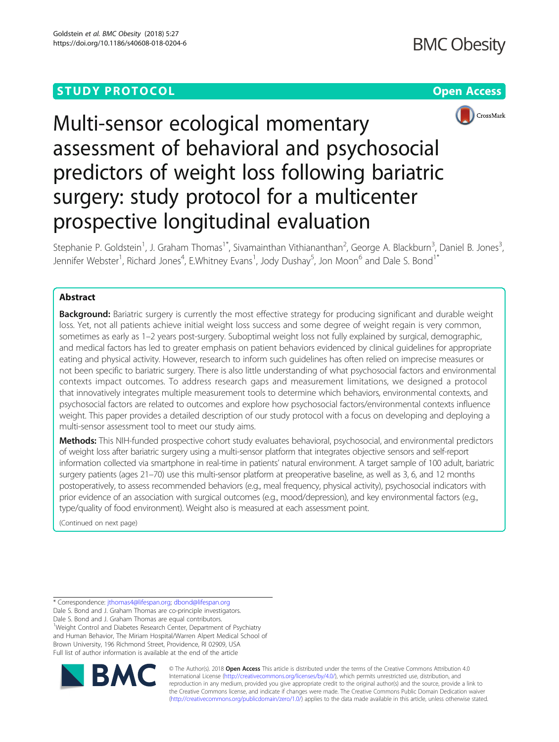STUDY PROTOCOL

Open Access

# Multi-sensor ecological momentary assessment of behavioral and psychosocial predictors of weight loss following bariatric surgery: study protocol for a multicenter prospective longitudinal evaluation

Stephanie P. Goldstein[1], J. Graham Thomas[1*], Sivamainthan Vithiananthan[2], George A. Blackburn[3], Daniel B. Jones[3], Jennifer Webster[1], Richard Jones[4], E.Whitney Evans[1], Jody Dushay[5], Jon Moon[6] and Dale S. Bond[1*]

## Abstract

**Background:** Bariatric surgery is currently the most effective strategy for producing significant and durable weight loss. Yet, not all patients achieve initial weight loss success and some degree of weight regain is very common, sometimes as early as 1–2 years post-surgery. Suboptimal weight loss not fully explained by surgical, demographic, and medical factors has led to greater emphasis on patient behaviors evidenced by clinical guidelines for appropriate eating and physical activity. However, research to inform such guidelines has often relied on imprecise measures or not been specific to bariatric surgery. There is also little understanding of what psychosocial factors and environmental contexts impact outcomes. To address research gaps and measurement limitations, we designed a protocol that innovatively integrates multiple measurement tools to determine which behaviors, environmental contexts, and psychosocial factors are related to outcomes and explore how psychosocial factors/environmental contexts influence weight. This paper provides a detailed description of our study protocol with a focus on developing and deploying a multi-sensor assessment tool to meet our study aims.

**Methods:** This NIH-funded prospective cohort study evaluates behavioral, psychosocial, and environmental predictors of weight loss after bariatric surgery using a multi-sensor platform that integrates objective sensors and self-report information collected via smartphone in real-time in patients' natural environment. A target sample of 100 adult, bariatric surgery patients (ages 21–70) use this multi-sensor platform at preoperative baseline, as well as 3, 6, and 12 months postoperatively, to assess recommended behaviors (e.g., meal frequency, physical activity), psychosocial indicators with prior evidence of an association with surgical outcomes (e.g., mood/depression), and key environmental factors (e.g., type/quality of food environment). Weight also is measured at each assessment point.

(Continued on next page)

* Correspondence: jthomas4@lifespan.org; dbond@lifespan.org
Dale S. Bond and J. Graham Thomas are co-principle investigators.
Dale S. Bond and J. Graham Thomas are equal contributors.
[1]Weight Control and Diabetes Research Center, Department of Psychiatry and Human Behavior, The Miriam Hospital/Warren Alpert Medical School of Brown University, 196 Richmond Street, Providence, RI 02909, USA
Full list of author information is available at the end of the article

© The Author(s). 2018 **Open Access** This article is distributed under the terms of the Creative Commons Attribution 4.0 International License (http://creativecommons.org/licenses/by/4.0/), which permits unrestricted use, distribution, and reproduction in any medium, provided you give appropriate credit to the original author(s) and the source, provide a link to the Creative Commons license, and indicate if changes were made. The Creative Commons Public Domain Dedication waiver (http://creativecommons.org/publicdomain/zero/1.0/) applies to the data made available in this article, unless otherwise stated.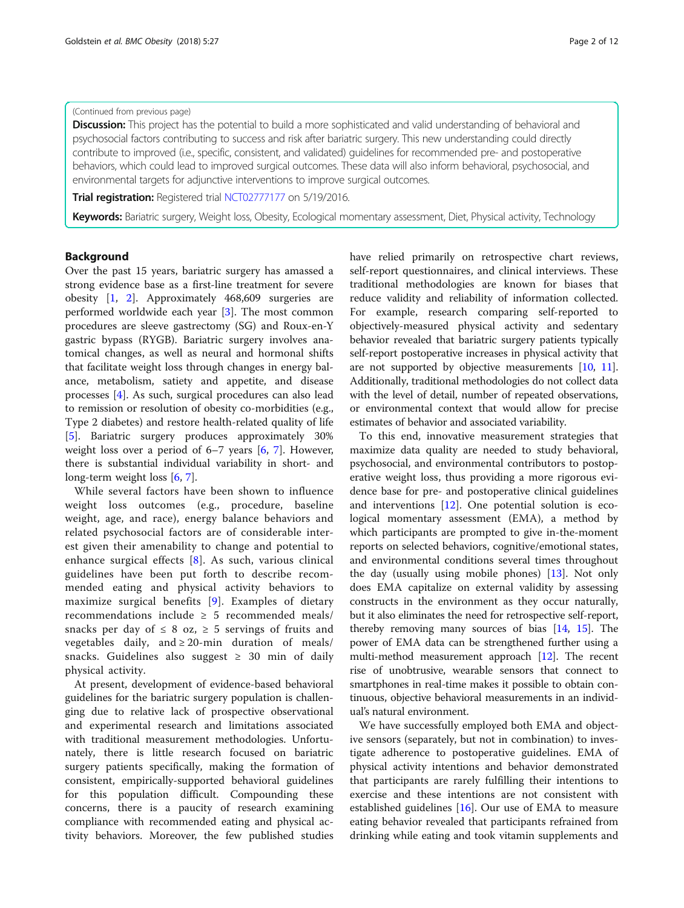(Continued from previous page)

**Discussion:** This project has the potential to build a more sophisticated and valid understanding of behavioral and psychosocial factors contributing to success and risk after bariatric surgery. This new understanding could directly contribute to improved (i.e., specific, consistent, and validated) guidelines for recommended pre- and postoperative behaviors, which could lead to improved surgical outcomes. These data will also inform behavioral, psychosocial, and environmental targets for adjunctive interventions to improve surgical outcomes.

**Trial registration:** Registered trial NCT02777177 on 5/19/2016.

**Keywords:** Bariatric surgery, Weight loss, Obesity, Ecological momentary assessment, Diet, Physical activity, Technology

## Background

Over the past 15 years, bariatric surgery has amassed a strong evidence base as a first-line treatment for severe obesity [1, 2]. Approximately 468,609 surgeries are performed worldwide each year [3]. The most common procedures are sleeve gastrectomy (SG) and Roux-en-Y gastric bypass (RYGB). Bariatric surgery involves anatomical changes, as well as neural and hormonal shifts that facilitate weight loss through changes in energy balance, metabolism, satiety and appetite, and disease processes [4]. As such, surgical procedures can also lead to remission or resolution of obesity co-morbidities (e.g., Type 2 diabetes) and restore health-related quality of life [5]. Bariatric surgery produces approximately 30% weight loss over a period of 6–7 years [6, 7]. However, there is substantial individual variability in short- and long-term weight loss [6, 7].

While several factors have been shown to influence weight loss outcomes (e.g., procedure, baseline weight, age, and race), energy balance behaviors and related psychosocial factors are of considerable interest given their amenability to change and potential to enhance surgical effects [8]. As such, various clinical guidelines have been put forth to describe recommended eating and physical activity behaviors to maximize surgical benefits [9]. Examples of dietary recommendations include ≥ 5 recommended meals/snacks per day of ≤ 8 oz, ≥ 5 servings of fruits and vegetables daily, and ≥ 20-min duration of meals/snacks. Guidelines also suggest ≥ 30 min of daily physical activity.

At present, development of evidence-based behavioral guidelines for the bariatric surgery population is challenging due to relative lack of prospective observational and experimental research and limitations associated with traditional measurement methodologies. Unfortunately, there is little research focused on bariatric surgery patients specifically, making the formation of consistent, empirically-supported behavioral guidelines for this population difficult. Compounding these concerns, there is a paucity of research examining compliance with recommended eating and physical activity behaviors. Moreover, the few published studies have relied primarily on retrospective chart reviews, self-report questionnaires, and clinical interviews. These traditional methodologies are known for biases that reduce validity and reliability of information collected. For example, research comparing self-reported to objectively-measured physical activity and sedentary behavior revealed that bariatric surgery patients typically self-report postoperative increases in physical activity that are not supported by objective measurements [10, 11]. Additionally, traditional methodologies do not collect data with the level of detail, number of repeated observations, or environmental context that would allow for precise estimates of behavior and associated variability.

To this end, innovative measurement strategies that maximize data quality are needed to study behavioral, psychosocial, and environmental contributors to postoperative weight loss, thus providing a more rigorous evidence base for pre- and postoperative clinical guidelines and interventions [12]. One potential solution is ecological momentary assessment (EMA), a method by which participants are prompted to give in-the-moment reports on selected behaviors, cognitive/emotional states, and environmental conditions several times throughout the day (usually using mobile phones) [13]. Not only does EMA capitalize on external validity by assessing constructs in the environment as they occur naturally, but it also eliminates the need for retrospective self-report, thereby removing many sources of bias [14, 15]. The power of EMA data can be strengthened further using a multi-method measurement approach [12]. The recent rise of unobtrusive, wearable sensors that connect to smartphones in real-time makes it possible to obtain continuous, objective behavioral measurements in an individual's natural environment.

We have successfully employed both EMA and objective sensors (separately, but not in combination) to investigate adherence to postoperative guidelines. EMA of physical activity intentions and behavior demonstrated that participants are rarely fulfilling their intentions to exercise and these intentions are not consistent with established guidelines [16]. Our use of EMA to measure eating behavior revealed that participants refrained from drinking while eating and took vitamin supplements and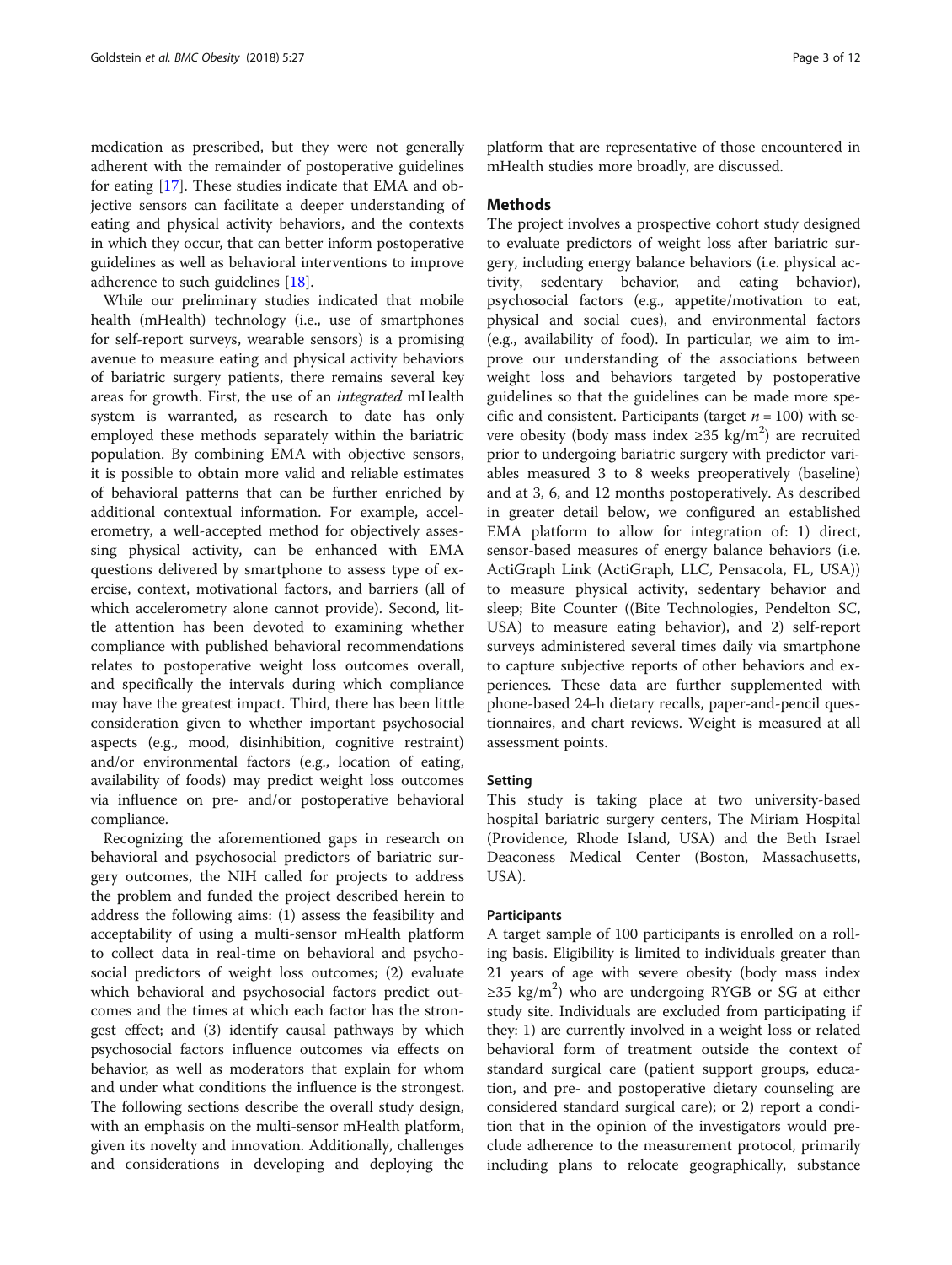medication as prescribed, but they were not generally adherent with the remainder of postoperative guidelines for eating [17]. These studies indicate that EMA and objective sensors can facilitate a deeper understanding of eating and physical activity behaviors, and the contexts in which they occur, that can better inform postoperative guidelines as well as behavioral interventions to improve adherence to such guidelines [18].

While our preliminary studies indicated that mobile health (mHealth) technology (i.e., use of smartphones for self-report surveys, wearable sensors) is a promising avenue to measure eating and physical activity behaviors of bariatric surgery patients, there remains several key areas for growth. First, the use of an *integrated* mHealth system is warranted, as research to date has only employed these methods separately within the bariatric population. By combining EMA with objective sensors, it is possible to obtain more valid and reliable estimates of behavioral patterns that can be further enriched by additional contextual information. For example, accelerometry, a well-accepted method for objectively assessing physical activity, can be enhanced with EMA questions delivered by smartphone to assess type of exercise, context, motivational factors, and barriers (all of which accelerometry alone cannot provide). Second, little attention has been devoted to examining whether compliance with published behavioral recommendations relates to postoperative weight loss outcomes overall, and specifically the intervals during which compliance may have the greatest impact. Third, there has been little consideration given to whether important psychosocial aspects (e.g., mood, disinhibition, cognitive restraint) and/or environmental factors (e.g., location of eating, availability of foods) may predict weight loss outcomes via influence on pre- and/or postoperative behavioral compliance.

Recognizing the aforementioned gaps in research on behavioral and psychosocial predictors of bariatric surgery outcomes, the NIH called for projects to address the problem and funded the project described herein to address the following aims: (1) assess the feasibility and acceptability of using a multi-sensor mHealth platform to collect data in real-time on behavioral and psychosocial predictors of weight loss outcomes; (2) evaluate which behavioral and psychosocial factors predict outcomes and the times at which each factor has the strongest effect; and (3) identify causal pathways by which psychosocial factors influence outcomes via effects on behavior, as well as moderators that explain for whom and under what conditions the influence is the strongest. The following sections describe the overall study design, with an emphasis on the multi-sensor mHealth platform, given its novelty and innovation. Additionally, challenges and considerations in developing and deploying the platform that are representative of those encountered in mHealth studies more broadly, are discussed.

## Methods

The project involves a prospective cohort study designed to evaluate predictors of weight loss after bariatric surgery, including energy balance behaviors (i.e. physical activity, sedentary behavior, and eating behavior), psychosocial factors (e.g., appetite/motivation to eat, physical and social cues), and environmental factors (e.g., availability of food). In particular, we aim to improve our understanding of the associations between weight loss and behaviors targeted by postoperative guidelines so that the guidelines can be made more specific and consistent. Participants (target $n = 100$) with severe obesity (body mass index $\geq 35$ kg/m$^2$) are recruited prior to undergoing bariatric surgery with predictor variables measured 3 to 8 weeks preoperatively (baseline) and at 3, 6, and 12 months postoperatively. As described in greater detail below, we configured an established EMA platform to allow for integration of: 1) direct, sensor-based measures of energy balance behaviors (i.e. ActiGraph Link (ActiGraph, LLC, Pensacola, FL, USA)) to measure physical activity, sedentary behavior and sleep; Bite Counter ((Bite Technologies, Pendelton SC, USA) to measure eating behavior), and 2) self-report surveys administered several times daily via smartphone to capture subjective reports of other behaviors and experiences. These data are further supplemented with phone-based 24-h dietary recalls, paper-and-pencil questionnaires, and chart reviews. Weight is measured at all assessment points.

### Setting

This study is taking place at two university-based hospital bariatric surgery centers, The Miriam Hospital (Providence, Rhode Island, USA) and the Beth Israel Deaconess Medical Center (Boston, Massachusetts, USA).

### Participants

A target sample of 100 participants is enrolled on a rolling basis. Eligibility is limited to individuals greater than 21 years of age with severe obesity (body mass index $\geq 35$ kg/m$^2$) who are undergoing RYGB or SG at either study site. Individuals are excluded from participating if they: 1) are currently involved in a weight loss or related behavioral form of treatment outside the context of standard surgical care (patient support groups, education, and pre- and postoperative dietary counseling are considered standard surgical care); or 2) report a condition that in the opinion of the investigators would preclude adherence to the measurement protocol, primarily including plans to relocate geographically, substance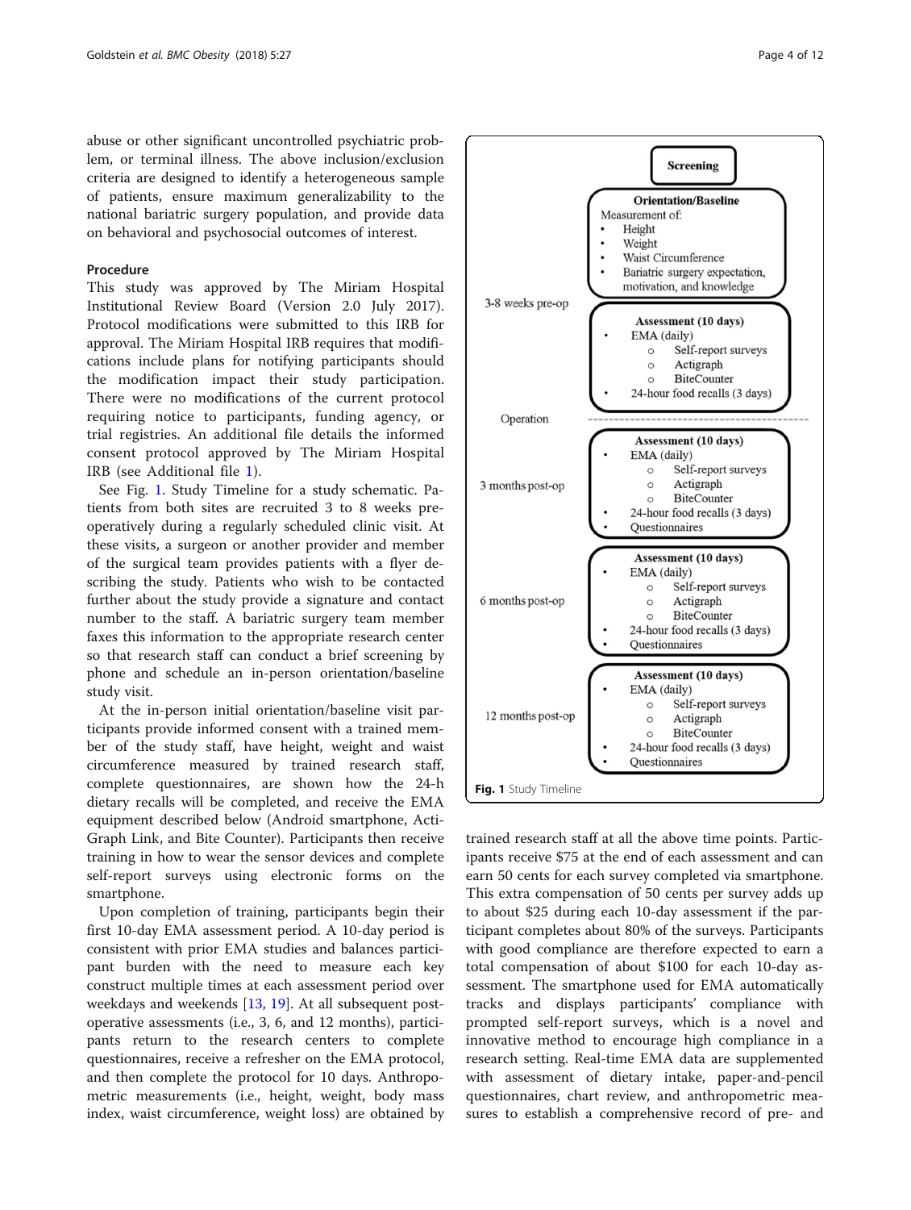abuse or other significant uncontrolled psychiatric problem, or terminal illness. The above inclusion/exclusion criteria are designed to identify a heterogeneous sample of patients, ensure maximum generalizability to the national bariatric surgery population, and provide data on behavioral and psychosocial outcomes of interest.

## Procedure

This study was approved by The Miriam Hospital Institutional Review Board (Version 2.0 July 2017). Protocol modifications were submitted to this IRB for approval. The Miriam Hospital IRB requires that modifications include plans for notifying participants should the modification impact their study participation. There were no modifications of the current protocol requiring notice to participants, funding agency, or trial registries. An additional file details the informed consent protocol approved by The Miriam Hospital IRB (see Additional file 1).

See Fig. 1. Study Timeline for a study schematic. Patients from both sites are recruited 3 to 8 weeks preoperatively during a regularly scheduled clinic visit. At these visits, a surgeon or another provider and member of the surgical team provides patients with a flyer describing the study. Patients who wish to be contacted further about the study provide a signature and contact number to the staff. A bariatric surgery team member faxes this information to the appropriate research center so that research staff can conduct a brief screening by phone and schedule an in-person orientation/baseline study visit.

At the in-person initial orientation/baseline visit participants provide informed consent with a trained member of the study staff, have height, weight and waist circumference measured by trained research staff, complete questionnaires, are shown how the 24-h dietary recalls will be completed, and receive the EMA equipment described below (Android smartphone, ActiGraph Link, and Bite Counter). Participants then receive training in how to wear the sensor devices and complete self-report surveys using electronic forms on the smartphone.

Upon completion of training, participants begin their first 10-day EMA assessment period. A 10-day period is consistent with prior EMA studies and balances participant burden with the need to measure each key construct multiple times at each assessment period over weekdays and weekends [13, 19]. At all subsequent postoperative assessments (i.e., 3, 6, and 12 months), participants return to the research centers to complete questionnaires, receive a refresher on the EMA protocol, and then complete the protocol for 10 days. Anthropometric measurements (i.e., height, weight, body mass index, waist circumference, weight loss) are obtained by trained research staff at all the above time points. Participants receive $75 at the end of each assessment and can earn 50 cents for each survey completed via smartphone. This extra compensation of 50 cents per survey adds up to about $25 during each 10-day assessment if the participant completes about 80% of the surveys. Participants with good compliance are therefore expected to earn a total compensation of about $100 for each 10-day assessment. The smartphone used for EMA automatically tracks and displays participants' compliance with prompted self-report surveys, which is a novel and innovative method to encourage high compliance in a research setting. Real-time EMA data are supplemented with assessment of dietary intake, paper-and-pencil questionnaires, chart review, and anthropometric measures to establish a comprehensive record of pre- and

**Screening**

**Orientation/Baseline**
Measurement of:
- Height
- Weight
- Waist Circumference
- Bariatric surgery expectation, motivation, and knowledge

3-8 weeks pre-op

**Assessment (10 days)**
- EMA (daily)
  - Self-report surveys
  - Actigraph
  - BiteCounter
- 24-hour food recalls (3 days)

Operation

3 months post-op

**Assessment (10 days)**
- EMA (daily)
  - Self-report surveys
  - Actigraph
  - BiteCounter
- 24-hour food recalls (3 days)
- Questionnaires

6 months post-op

**Assessment (10 days)**
- EMA (daily)
  - Self-report surveys
  - Actigraph
  - BiteCounter
- 24-hour food recalls (3 days)
- Questionnaires

12 months post-op

**Assessment (10 days)**
- EMA (daily)
  - Self-report surveys
  - Actigraph
  - BiteCounter
- 24-hour food recalls (3 days)
- Questionnaires

**Fig. 1** Study Timeline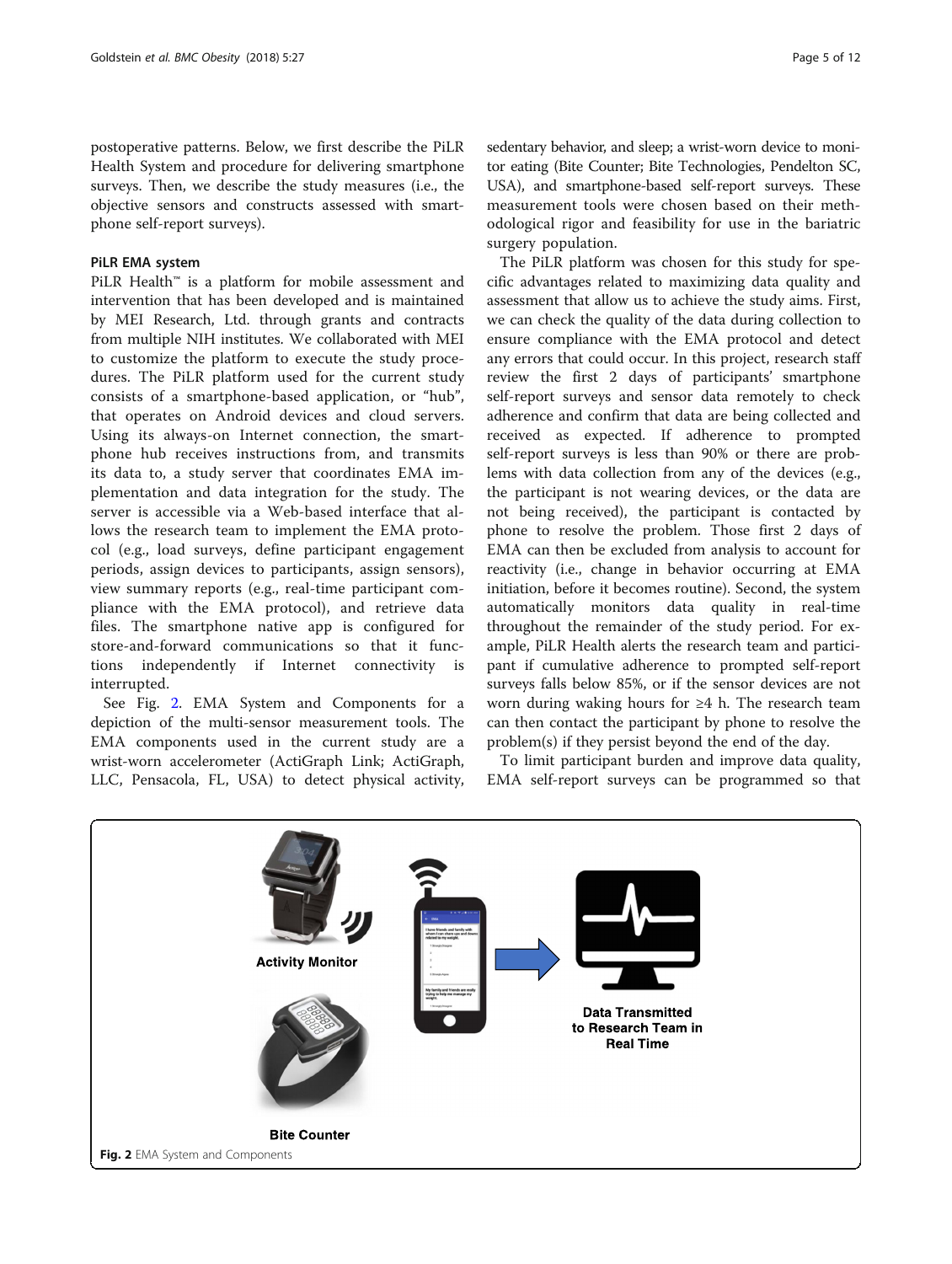postoperative patterns. Below, we first describe the PiLR Health System and procedure for delivering smartphone surveys. Then, we describe the study measures (i.e., the objective sensors and constructs assessed with smartphone self-report surveys).

### PiLR EMA system

PiLR Health™ is a platform for mobile assessment and intervention that has been developed and is maintained by MEI Research, Ltd. through grants and contracts from multiple NIH institutes. We collaborated with MEI to customize the platform to execute the study procedures. The PiLR platform used for the current study consists of a smartphone-based application, or "hub", that operates on Android devices and cloud servers. Using its always-on Internet connection, the smartphone hub receives instructions from, and transmits its data to, a study server that coordinates EMA implementation and data integration for the study. The server is accessible via a Web-based interface that allows the research team to implement the EMA protocol (e.g., load surveys, define participant engagement periods, assign devices to participants, assign sensors), view summary reports (e.g., real-time participant compliance with the EMA protocol), and retrieve data files. The smartphone native app is configured for store-and-forward communications so that it functions independently if Internet connectivity is interrupted.

See Fig. 2. EMA System and Components for a depiction of the multi-sensor measurement tools. The EMA components used in the current study are a wrist-worn accelerometer (ActiGraph Link; ActiGraph, LLC, Pensacola, FL, USA) to detect physical activity, sedentary behavior, and sleep; a wrist-worn device to monitor eating (Bite Counter; Bite Technologies, Pendelton SC, USA), and smartphone-based self-report surveys. These measurement tools were chosen based on their methodological rigor and feasibility for use in the bariatric surgery population.

The PiLR platform was chosen for this study for specific advantages related to maximizing data quality and assessment that allow us to achieve the study aims. First, we can check the quality of the data during collection to ensure compliance with the EMA protocol and detect any errors that could occur. In this project, research staff review the first 2 days of participants' smartphone self-report surveys and sensor data remotely to check adherence and confirm that data are being collected and received as expected. If adherence to prompted self-report surveys is less than 90% or there are problems with data collection from any of the devices (e.g., the participant is not wearing devices, or the data are not being received), the participant is contacted by phone to resolve the problem. Those first 2 days of EMA can then be excluded from analysis to account for reactivity (i.e., change in behavior occurring at EMA initiation, before it becomes routine). Second, the system automatically monitors data quality in real-time throughout the remainder of the study period. For example, PiLR Health alerts the research team and participant if cumulative adherence to prompted self-report surveys falls below 85%, or if the sensor devices are not worn during waking hours for ≥4 h. The research team can then contact the participant by phone to resolve the problem(s) if they persist beyond the end of the day.

To limit participant burden and improve data quality, EMA self-report surveys can be programmed so that

**Fig. 2** EMA System and Components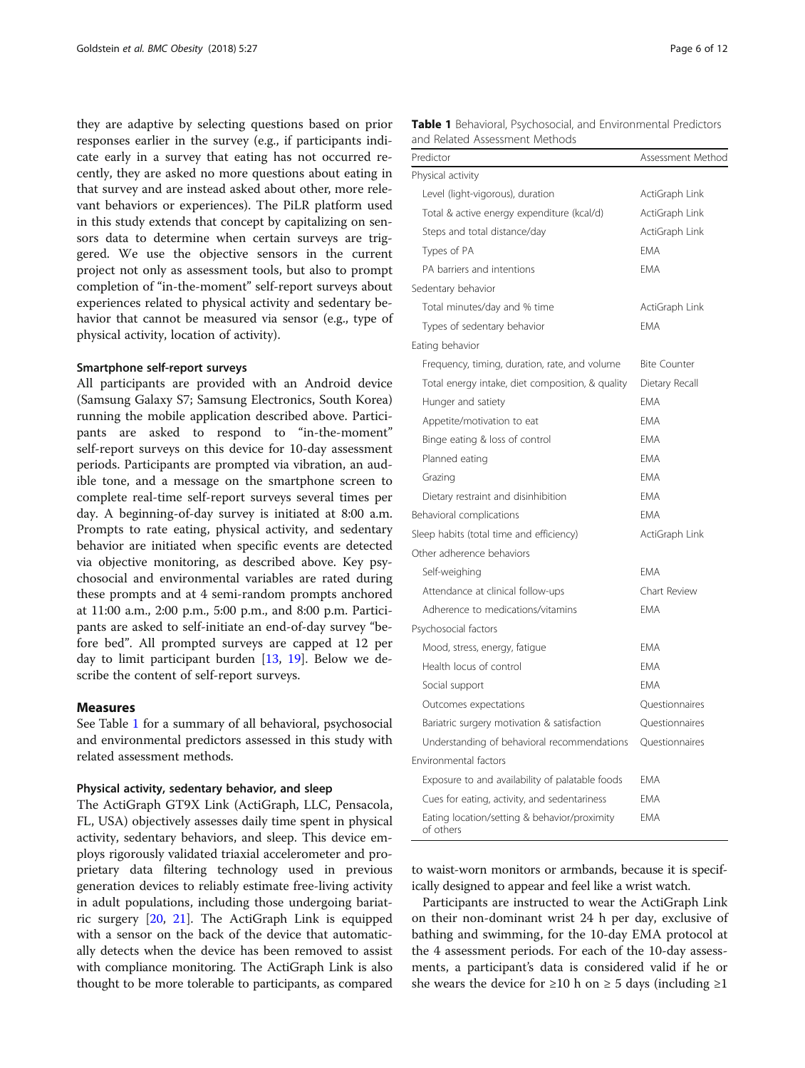they are adaptive by selecting questions based on prior responses earlier in the survey (e.g., if participants indicate early in a survey that eating has not occurred recently, they are asked no more questions about eating in that survey and are instead asked about other, more relevant behaviors or experiences). The PiLR platform used in this study extends that concept by capitalizing on sensors data to determine when certain surveys are triggered. We use the objective sensors in the current project not only as assessment tools, but also to prompt completion of "in-the-moment" self-report surveys about experiences related to physical activity and sedentary behavior that cannot be measured via sensor (e.g., type of physical activity, location of activity).

#### Smartphone self-report surveys

All participants are provided with an Android device (Samsung Galaxy S7; Samsung Electronics, South Korea) running the mobile application described above. Participants are asked to respond to "in-the-moment" self-report surveys on this device for 10-day assessment periods. Participants are prompted via vibration, an audible tone, and a message on the smartphone screen to complete real-time self-report surveys several times per day. A beginning-of-day survey is initiated at 8:00 a.m. Prompts to rate eating, physical activity, and sedentary behavior are initiated when specific events are detected via objective monitoring, as described above. Key psychosocial and environmental variables are rated during these prompts and at 4 semi-random prompts anchored at 11:00 a.m., 2:00 p.m., 5:00 p.m., and 8:00 p.m. Participants are asked to self-initiate an end-of-day survey "before bed". All prompted surveys are capped at 12 per day to limit participant burden [13, 19]. Below we describe the content of self-report surveys.

## Measures

See Table 1 for a summary of all behavioral, psychosocial and environmental predictors assessed in this study with related assessment methods.

#### Physical activity, sedentary behavior, and sleep

The ActiGraph GT9X Link (ActiGraph, LLC, Pensacola, FL, USA) objectively assesses daily time spent in physical activity, sedentary behaviors, and sleep. This device employs rigorously validated triaxial accelerometer and proprietary data filtering technology used in previous generation devices to reliably estimate free-living activity in adult populations, including those undergoing bariatric surgery [20, 21]. The ActiGraph Link is equipped with a sensor on the back of the device that automatically detects when the device has been removed to assist with compliance monitoring. The ActiGraph Link is also thought to be more tolerable to participants, as compared to waist-worn monitors or armbands, because it is specifically designed to appear and feel like a wrist watch.

**Table 1** Behavioral, Psychosocial, and Environmental Predictors and Related Assessment Methods

| Predictor | Assessment Method |
|---|---|
| Physical activity | |
| Level (light-vigorous), duration | ActiGraph Link |
| Total & active energy expenditure (kcal/d) | ActiGraph Link |
| Steps and total distance/day | ActiGraph Link |
| Types of PA | EMA |
| PA barriers and intentions | EMA |
| Sedentary behavior | |
| Total minutes/day and % time | ActiGraph Link |
| Types of sedentary behavior | EMA |
| Eating behavior | |
| Frequency, timing, duration, rate, and volume | Bite Counter |
| Total energy intake, diet composition, & quality | Dietary Recall |
| Hunger and satiety | EMA |
| Appetite/motivation to eat | EMA |
| Binge eating & loss of control | EMA |
| Planned eating | EMA |
| Grazing | EMA |
| Dietary restraint and disinhibition | EMA |
| Behavioral complications | EMA |
| Sleep habits (total time and efficiency) | ActiGraph Link |
| Other adherence behaviors | |
| Self-weighing | EMA |
| Attendance at clinical follow-ups | Chart Review |
| Adherence to medications/vitamins | EMA |
| Psychosocial factors | |
| Mood, stress, energy, fatigue | EMA |
| Health locus of control | EMA |
| Social support | EMA |
| Outcomes expectations | Questionnaires |
| Bariatric surgery motivation & satisfaction | Questionnaires |
| Understanding of behavioral recommendations | Questionnaires |
| Environmental factors | |
| Exposure to and availability of palatable foods | EMA |
| Cues for eating, activity, and sedentariness | EMA |
| Eating location/setting & behavior/proximity of others | EMA |

Participants are instructed to wear the ActiGraph Link on their non-dominant wrist 24 h per day, exclusive of bathing and swimming, for the 10-day EMA protocol at the 4 assessment periods. For each of the 10-day assessments, a participant's data is considered valid if he or she wears the device for ≥10 h on ≥ 5 days (including ≥1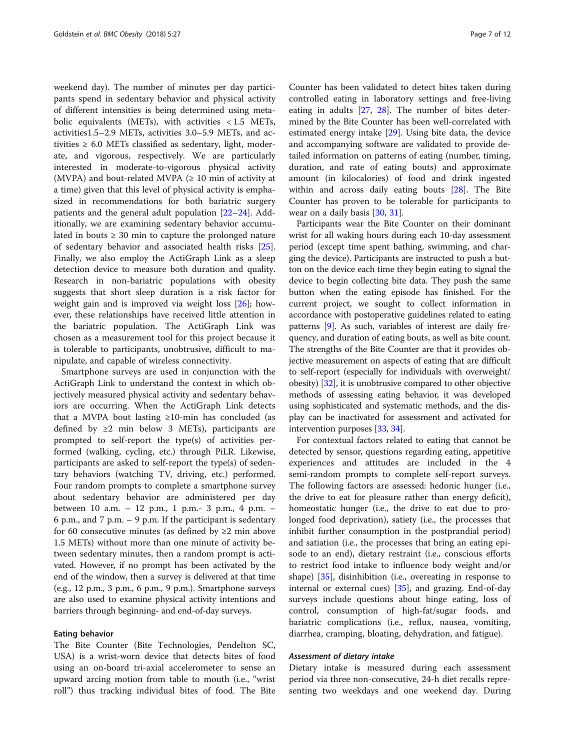weekend day). The number of minutes per day participants spend in sedentary behavior and physical activity of different intensities is being determined using metabolic equivalents (METs), with activities < 1.5 METs, activities1.5–2.9 METs, activities 3.0–5.9 METs, and activities ≥ 6.0 METs classified as sedentary, light, moderate, and vigorous, respectively. We are particularly interested in moderate-to-vigorous physical activity (MVPA) and bout-related MVPA (≥ 10 min of activity at a time) given that this level of physical activity is emphasized in recommendations for both bariatric surgery patients and the general adult population [22–24]. Additionally, we are examining sedentary behavior accumulated in bouts ≥ 30 min to capture the prolonged nature of sedentary behavior and associated health risks [25]. Finally, we also employ the ActiGraph Link as a sleep detection device to measure both duration and quality. Research in non-bariatric populations with obesity suggests that short sleep duration is a risk factor for weight gain and is improved via weight loss [26]; however, these relationships have received little attention in the bariatric population. The ActiGraph Link was chosen as a measurement tool for this project because it is tolerable to participants, unobtrusive, difficult to manipulate, and capable of wireless connectivity.

Smartphone surveys are used in conjunction with the ActiGraph Link to understand the context in which objectively measured physical activity and sedentary behaviors are occurring. When the ActiGraph Link detects that a MVPA bout lasting ≥10-min has concluded (as defined by ≥2 min below 3 METs), participants are prompted to self-report the type(s) of activities performed (walking, cycling, etc.) through PiLR. Likewise, participants are asked to self-report the type(s) of sedentary behaviors (watching TV, driving, etc.) performed. Four random prompts to complete a smartphone survey about sedentary behavior are administered per day between 10 a.m. – 12 p.m., 1 p.m.- 3 p.m., 4 p.m. – 6 p.m., and 7 p.m. – 9 p.m. If the participant is sedentary for 60 consecutive minutes (as defined by ≥2 min above 1.5 METs) without more than one minute of activity between sedentary minutes, then a random prompt is activated. However, if no prompt has been activated by the end of the window, then a survey is delivered at that time (e.g., 12 p.m., 3 p.m., 6 p.m., 9 p.m.). Smartphone surveys are also used to examine physical activity intentions and barriers through beginning- and end-of-day surveys.

### Eating behavior

The Bite Counter (Bite Technologies, Pendelton SC, USA) is a wrist-worn device that detects bites of food using an on-board tri-axial accelerometer to sense an upward arcing motion from table to mouth (i.e., "wrist roll") thus tracking individual bites of food. The Bite Counter has been validated to detect bites taken during controlled eating in laboratory settings and free-living eating in adults [27, 28]. The number of bites determined by the Bite Counter has been well-correlated with estimated energy intake [29]. Using bite data, the device and accompanying software are validated to provide detailed information on patterns of eating (number, timing, duration, and rate of eating bouts) and approximate amount (in kilocalories) of food and drink ingested within and across daily eating bouts [28]. The Bite Counter has proven to be tolerable for participants to wear on a daily basis [30, 31].

Participants wear the Bite Counter on their dominant wrist for all waking hours during each 10-day assessment period (except time spent bathing, swimming, and charging the device). Participants are instructed to push a button on the device each time they begin eating to signal the device to begin collecting bite data. They push the same button when the eating episode has finished. For the current project, we sought to collect information in accordance with postoperative guidelines related to eating patterns [9]. As such, variables of interest are daily frequency, and duration of eating bouts, as well as bite count. The strengths of the Bite Counter are that it provides objective measurement on aspects of eating that are difficult to self-report (especially for individuals with overweight/obesity) [32], it is unobtrusive compared to other objective methods of assessing eating behavior, it was developed using sophisticated and systematic methods, and the display can be inactivated for assessment and activated for intervention purposes [33, 34].

For contextual factors related to eating that cannot be detected by sensor, questions regarding eating, appetitive experiences and attitudes are included in the 4 semi-random prompts to complete self-report surveys. The following factors are assessed: hedonic hunger (i.e., the drive to eat for pleasure rather than energy deficit), homeostatic hunger (i.e., the drive to eat due to prolonged food deprivation), satiety (i.e., the processes that inhibit further consumption in the postprandial period) and satiation (i.e., the processes that bring an eating episode to an end), dietary restraint (i.e., conscious efforts to restrict food intake to influence body weight and/or shape) [35], disinhibition (i.e., overeating in response to internal or external cues) [35], and grazing. End-of-day surveys include questions about binge eating, loss of control, consumption of high-fat/sugar foods, and bariatric complications (i.e., reflux, nausea, vomiting, diarrhea, cramping, bloating, dehydration, and fatigue).

#### *Assessment of dietary intake*

Dietary intake is measured during each assessment period via three non-consecutive, 24-h diet recalls representing two weekdays and one weekend day. During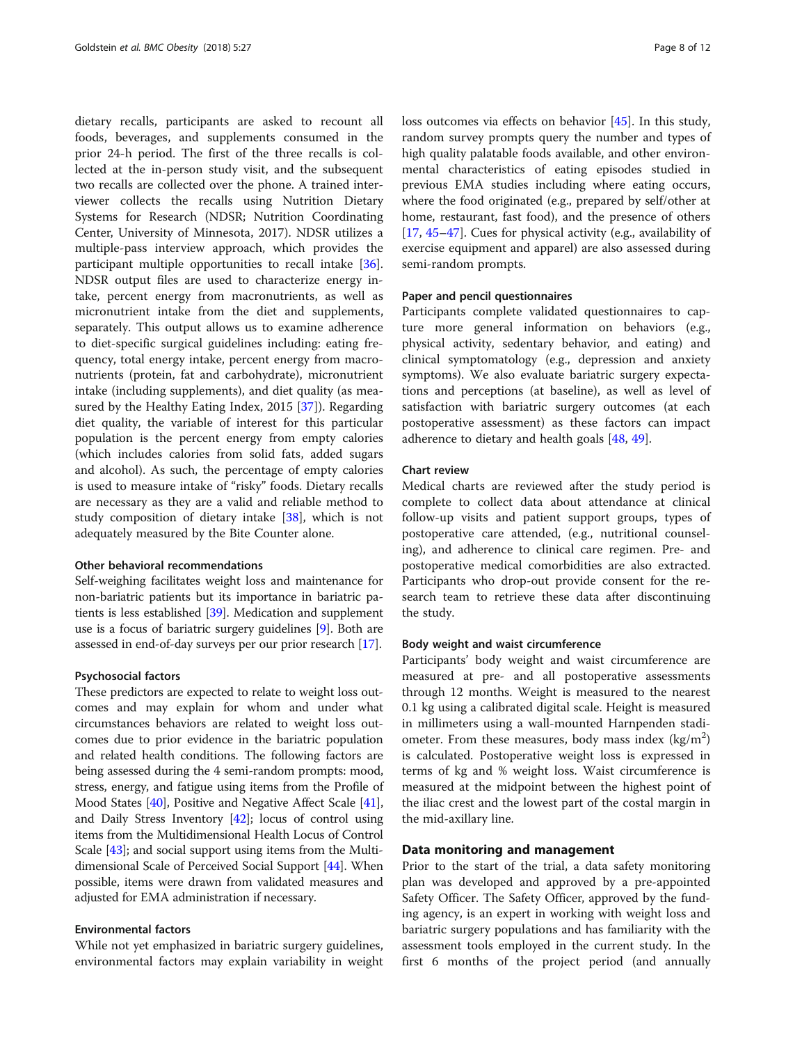dietary recalls, participants are asked to recount all foods, beverages, and supplements consumed in the prior 24-h period. The first of the three recalls is collected at the in-person study visit, and the subsequent two recalls are collected over the phone. A trained interviewer collects the recalls using Nutrition Dietary Systems for Research (NDSR; Nutrition Coordinating Center, University of Minnesota, 2017). NDSR utilizes a multiple-pass interview approach, which provides the participant multiple opportunities to recall intake [36]. NDSR output files are used to characterize energy intake, percent energy from macronutrients, as well as micronutrient intake from the diet and supplements, separately. This output allows us to examine adherence to diet-specific surgical guidelines including: eating frequency, total energy intake, percent energy from macronutrients (protein, fat and carbohydrate), micronutrient intake (including supplements), and diet quality (as measured by the Healthy Eating Index, 2015 [37]). Regarding diet quality, the variable of interest for this particular population is the percent energy from empty calories (which includes calories from solid fats, added sugars and alcohol). As such, the percentage of empty calories is used to measure intake of "risky" foods. Dietary recalls are necessary as they are a valid and reliable method to study composition of dietary intake [38], which is not adequately measured by the Bite Counter alone.

#### Other behavioral recommendations

Self-weighing facilitates weight loss and maintenance for non-bariatric patients but its importance in bariatric patients is less established [39]. Medication and supplement use is a focus of bariatric surgery guidelines [9]. Both are assessed in end-of-day surveys per our prior research [17].

#### Psychosocial factors

These predictors are expected to relate to weight loss outcomes and may explain for whom and under what circumstances behaviors are related to weight loss outcomes due to prior evidence in the bariatric population and related health conditions. The following factors are being assessed during the 4 semi-random prompts: mood, stress, energy, and fatigue using items from the Profile of Mood States [40], Positive and Negative Affect Scale [41], and Daily Stress Inventory [42]; locus of control using items from the Multidimensional Health Locus of Control Scale [43]; and social support using items from the Multidimensional Scale of Perceived Social Support [44]. When possible, items were drawn from validated measures and adjusted for EMA administration if necessary.

#### Environmental factors

While not yet emphasized in bariatric surgery guidelines, environmental factors may explain variability in weight loss outcomes via effects on behavior [45]. In this study, random survey prompts query the number and types of high quality palatable foods available, and other environmental characteristics of eating episodes studied in previous EMA studies including where eating occurs, where the food originated (e.g., prepared by self/other at home, restaurant, fast food), and the presence of others [17, 45–47]. Cues for physical activity (e.g., availability of exercise equipment and apparel) are also assessed during semi-random prompts.

#### Paper and pencil questionnaires

Participants complete validated questionnaires to capture more general information on behaviors (e.g., physical activity, sedentary behavior, and eating) and clinical symptomatology (e.g., depression and anxiety symptoms). We also evaluate bariatric surgery expectations and perceptions (at baseline), as well as level of satisfaction with bariatric surgery outcomes (at each postoperative assessment) as these factors can impact adherence to dietary and health goals [48, 49].

#### Chart review

Medical charts are reviewed after the study period is complete to collect data about attendance at clinical follow-up visits and patient support groups, types of postoperative care attended, (e.g., nutritional counseling), and adherence to clinical care regimen. Pre- and postoperative medical comorbidities are also extracted. Participants who drop-out provide consent for the research team to retrieve these data after discontinuing the study.

#### Body weight and waist circumference

Participants' body weight and waist circumference are measured at pre- and all postoperative assessments through 12 months. Weight is measured to the nearest 0.1 kg using a calibrated digital scale. Height is measured in millimeters using a wall-mounted Harpenden stadiometer. From these measures, body mass index ($kg/m^2$) is calculated. Postoperative weight loss is expressed in terms of kg and % weight loss. Waist circumference is measured at the midpoint between the highest point of the iliac crest and the lowest part of the costal margin in the mid-axillary line.

### Data monitoring and management

Prior to the start of the trial, a data safety monitoring plan was developed and approved by a pre-appointed Safety Officer. The Safety Officer, approved by the funding agency, is an expert in working with weight loss and bariatric surgery populations and has familiarity with the assessment tools employed in the current study. In the first 6 months of the project period (and annually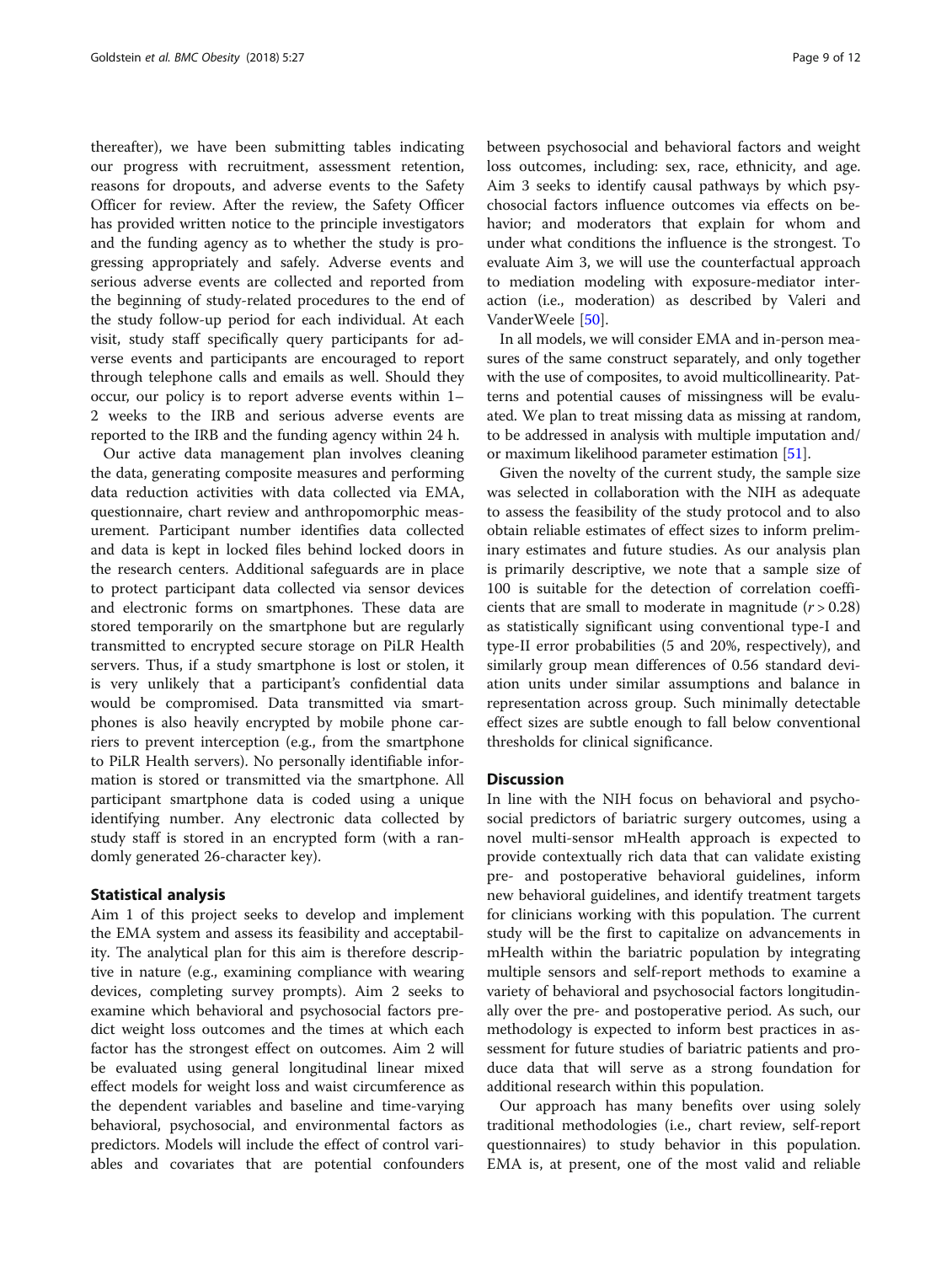thereafter), we have been submitting tables indicating our progress with recruitment, assessment retention, reasons for dropouts, and adverse events to the Safety Officer for review. After the review, the Safety Officer has provided written notice to the principle investigators and the funding agency as to whether the study is progressing appropriately and safely. Adverse events and serious adverse events are collected and reported from the beginning of study-related procedures to the end of the study follow-up period for each individual. At each visit, study staff specifically query participants for adverse events and participants are encouraged to report through telephone calls and emails as well. Should they occur, our policy is to report adverse events within 1–2 weeks to the IRB and serious adverse events are reported to the IRB and the funding agency within 24 h.

Our active data management plan involves cleaning the data, generating composite measures and performing data reduction activities with data collected via EMA, questionnaire, chart review and anthropomorphic measurement. Participant number identifies data collected and data is kept in locked files behind locked doors in the research centers. Additional safeguards are in place to protect participant data collected via sensor devices and electronic forms on smartphones. These data are stored temporarily on the smartphone but are regularly transmitted to encrypted secure storage on PiLR Health servers. Thus, if a study smartphone is lost or stolen, it is very unlikely that a participant's confidential data would be compromised. Data transmitted via smartphones is also heavily encrypted by mobile phone carriers to prevent interception (e.g., from the smartphone to PiLR Health servers). No personally identifiable information is stored or transmitted via the smartphone. All participant smartphone data is coded using a unique identifying number. Any electronic data collected by study staff is stored in an encrypted form (with a randomly generated 26-character key).

## Statistical analysis

Aim 1 of this project seeks to develop and implement the EMA system and assess its feasibility and acceptability. The analytical plan for this aim is therefore descriptive in nature (e.g., examining compliance with wearing devices, completing survey prompts). Aim 2 seeks to examine which behavioral and psychosocial factors predict weight loss outcomes and the times at which each factor has the strongest effect on outcomes. Aim 2 will be evaluated using general longitudinal linear mixed effect models for weight loss and waist circumference as the dependent variables and baseline and time-varying behavioral, psychosocial, and environmental factors as predictors. Models will include the effect of control variables and covariates that are potential confounders between psychosocial and behavioral factors and weight loss outcomes, including: sex, race, ethnicity, and age. Aim 3 seeks to identify causal pathways by which psychosocial factors influence outcomes via effects on behavior; and moderators that explain for whom and under what conditions the influence is the strongest. To evaluate Aim 3, we will use the counterfactual approach to mediation modeling with exposure-mediator interaction (i.e., moderation) as described by Valeri and VanderWeele [50].

In all models, we will consider EMA and in-person measures of the same construct separately, and only together with the use of composites, to avoid multicollinearity. Patterns and potential causes of missingness will be evaluated. We plan to treat missing data as missing at random, to be addressed in analysis with multiple imputation and/or maximum likelihood parameter estimation [51].

Given the novelty of the current study, the sample size was selected in collaboration with the NIH as adequate to assess the feasibility of the study protocol and to also obtain reliable estimates of effect sizes to inform preliminary estimates and future studies. As our analysis plan is primarily descriptive, we note that a sample size of 100 is suitable for the detection of correlation coefficients that are small to moderate in magnitude ($r > 0.28$) as statistically significant using conventional type-I and type-II error probabilities (5 and 20%, respectively), and similarly group mean differences of 0.56 standard deviation units under similar assumptions and balance in representation across group. Such minimally detectable effect sizes are subtle enough to fall below conventional thresholds for clinical significance.

# Discussion

In line with the NIH focus on behavioral and psychosocial predictors of bariatric surgery outcomes, using a novel multi-sensor mHealth approach is expected to provide contextually rich data that can validate existing pre- and postoperative behavioral guidelines, inform new behavioral guidelines, and identify treatment targets for clinicians working with this population. The current study will be the first to capitalize on advancements in mHealth within the bariatric population by integrating multiple sensors and self-report methods to examine a variety of behavioral and psychosocial factors longitudinally over the pre- and postoperative period. As such, our methodology is expected to inform best practices in assessment for future studies of bariatric patients and produce data that will serve as a strong foundation for additional research within this population.

Our approach has many benefits over using solely traditional methodologies (i.e., chart review, self-report questionnaires) to study behavior in this population. EMA is, at present, one of the most valid and reliable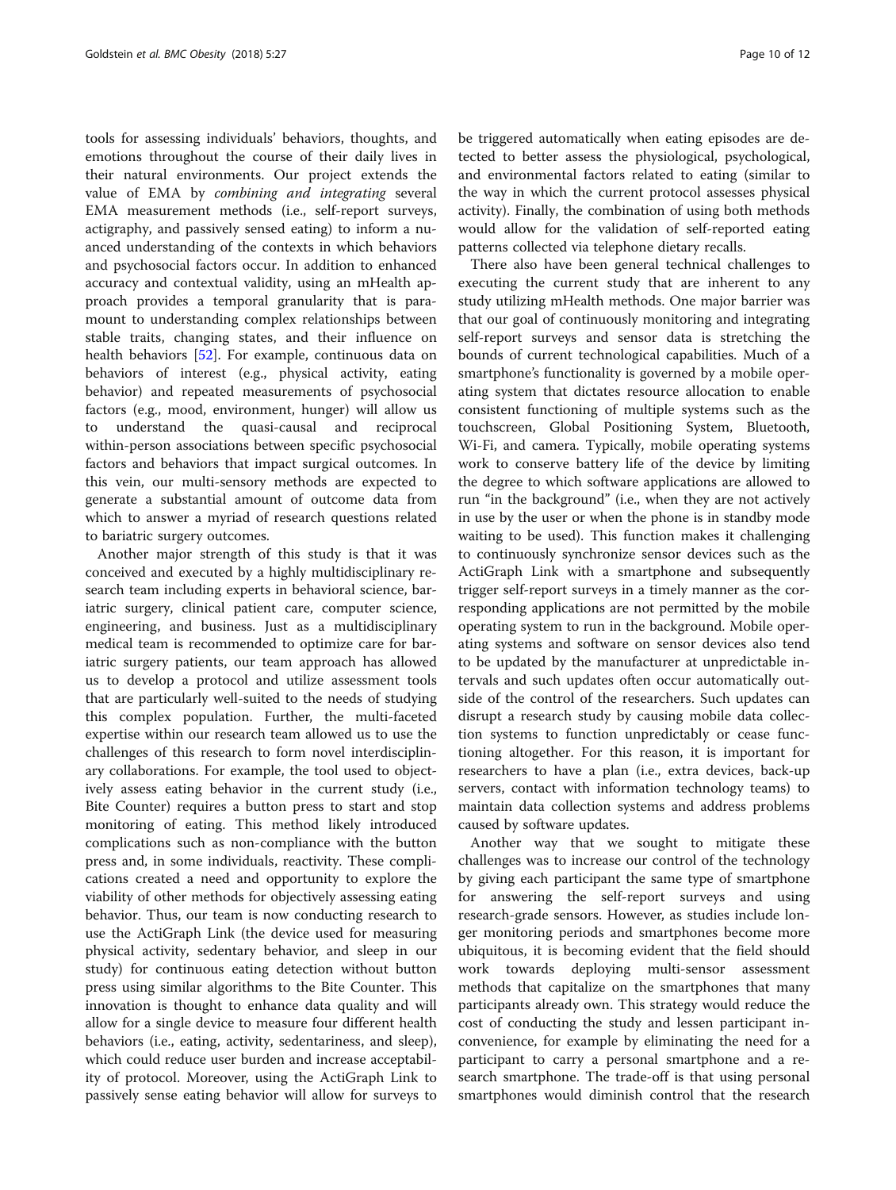tools for assessing individuals' behaviors, thoughts, and emotions throughout the course of their daily lives in their natural environments. Our project extends the value of EMA by *combining and integrating* several EMA measurement methods (i.e., self-report surveys, actigraphy, and passively sensed eating) to inform a nuanced understanding of the contexts in which behaviors and psychosocial factors occur. In addition to enhanced accuracy and contextual validity, using an mHealth approach provides a temporal granularity that is paramount to understanding complex relationships between stable traits, changing states, and their influence on health behaviors [52]. For example, continuous data on behaviors of interest (e.g., physical activity, eating behavior) and repeated measurements of psychosocial factors (e.g., mood, environment, hunger) will allow us to understand the quasi-causal and reciprocal within-person associations between specific psychosocial factors and behaviors that impact surgical outcomes. In this vein, our multi-sensory methods are expected to generate a substantial amount of outcome data from which to answer a myriad of research questions related to bariatric surgery outcomes.

Another major strength of this study is that it was conceived and executed by a highly multidisciplinary research team including experts in behavioral science, bariatric surgery, clinical patient care, computer science, engineering, and business. Just as a multidisciplinary medical team is recommended to optimize care for bariatric surgery patients, our team approach has allowed us to develop a protocol and utilize assessment tools that are particularly well-suited to the needs of studying this complex population. Further, the multi-faceted expertise within our research team allowed us to use the challenges of this research to form novel interdisciplinary collaborations. For example, the tool used to objectively assess eating behavior in the current study (i.e., Bite Counter) requires a button press to start and stop monitoring of eating. This method likely introduced complications such as non-compliance with the button press and, in some individuals, reactivity. These complications created a need and opportunity to explore the viability of other methods for objectively assessing eating behavior. Thus, our team is now conducting research to use the ActiGraph Link (the device used for measuring physical activity, sedentary behavior, and sleep in our study) for continuous eating detection without button press using similar algorithms to the Bite Counter. This innovation is thought to enhance data quality and will allow for a single device to measure four different health behaviors (i.e., eating, activity, sedentariness, and sleep), which could reduce user burden and increase acceptability of protocol. Moreover, using the ActiGraph Link to passively sense eating behavior will allow for surveys to be triggered automatically when eating episodes are detected to better assess the physiological, psychological, and environmental factors related to eating (similar to the way in which the current protocol assesses physical activity). Finally, the combination of using both methods would allow for the validation of self-reported eating patterns collected via telephone dietary recalls.

There also have been general technical challenges to executing the current study that are inherent to any study utilizing mHealth methods. One major barrier was that our goal of continuously monitoring and integrating self-report surveys and sensor data is stretching the bounds of current technological capabilities. Much of a smartphone's functionality is governed by a mobile operating system that dictates resource allocation to enable consistent functioning of multiple systems such as the touchscreen, Global Positioning System, Bluetooth, Wi-Fi, and camera. Typically, mobile operating systems work to conserve battery life of the device by limiting the degree to which software applications are allowed to run "in the background" (i.e., when they are not actively in use by the user or when the phone is in standby mode waiting to be used). This function makes it challenging to continuously synchronize sensor devices such as the ActiGraph Link with a smartphone and subsequently trigger self-report surveys in a timely manner as the corresponding applications are not permitted by the mobile operating system to run in the background. Mobile operating systems and software on sensor devices also tend to be updated by the manufacturer at unpredictable intervals and such updates often occur automatically outside of the control of the researchers. Such updates can disrupt a research study by causing mobile data collection systems to function unpredictably or cease functioning altogether. For this reason, it is important for researchers to have a plan (i.e., extra devices, back-up servers, contact with information technology teams) to maintain data collection systems and address problems caused by software updates.

Another way that we sought to mitigate these challenges was to increase our control of the technology by giving each participant the same type of smartphone for answering the self-report surveys and using research-grade sensors. However, as studies include longer monitoring periods and smartphones become more ubiquitous, it is becoming evident that the field should work towards deploying multi-sensor assessment methods that capitalize on the smartphones that many participants already own. This strategy would reduce the cost of conducting the study and lessen participant inconvenience, for example by eliminating the need for a participant to carry a personal smartphone and a research smartphone. The trade-off is that using personal smartphones would diminish control that the research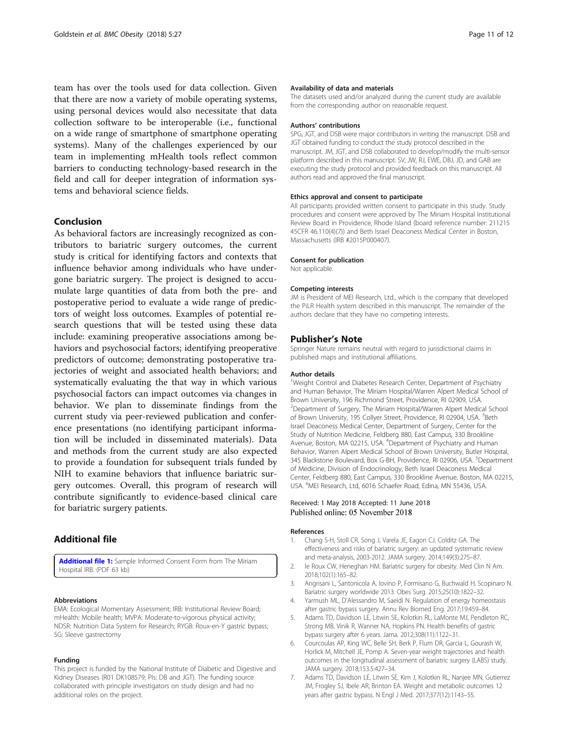team has over the tools used for data collection. Given that there are now a variety of mobile operating systems, using personal devices would also necessitate that data collection software to be interoperable (i.e., functional on a wide range of smartphone of smartphone operating systems). Many of the challenges experienced by our team in implementing mHealth tools reflect common barriers to conducting technology-based research in the field and call for deeper integration of information systems and behavioral science fields.

## Conclusion

As behavioral factors are increasingly recognized as contributors to bariatric surgery outcomes, the current study is critical for identifying factors and contexts that influence behavior among individuals who have undergone bariatric surgery. The project is designed to accumulate large quantities of data from both the pre- and postoperative period to evaluate a wide range of predictors of weight loss outcomes. Examples of potential research questions that will be tested using these data include: examining preoperative associations among behaviors and psychosocial factors; identifying preoperative predictors of outcome; demonstrating postoperative trajectories of weight and associated health behaviors; and systematically evaluating the that way in which various psychosocial factors can impact outcomes via changes in behavior. We plan to disseminate findings from the current study via peer-reviewed publication and conference presentations (no identifying participant information will be included in disseminated materials). Data and methods from the current study are also expected to provide a foundation for subsequent trials funded by NIH to examine behaviors that influence bariatric surgery outcomes. Overall, this program of research will contribute significantly to evidence-based clinical care for bariatric surgery patients.

## Additional file

**Additional file 1:** Sample Informed Consent Form from The Miriam Hospital IRB. (PDF 63 kb)

#### Abbreviations

EMA: Ecological Momentary Assessment; IRB: Institutional Review Board; mHealth: Mobile health; MVPA: Moderate-to-vigorous physical activity; NDSR: Nutrition Data System for Research; RYGB: Roux-en-Y gastric bypass; SG: Sleeve gastrectomy

#### Funding

This project is funded by the National Institute of Diabetic and Digestive and Kidney Diseases (R01 DK108579; PIs: DB and JGT). The funding source collaborated with principle investigators on study design and had no additional roles on the project.

#### Availability of data and materials

The datasets used and/or analyzed during the current study are available from the corresponding author on reasonable request.

#### Authors' contributions

SPG, JGT, and DSB were major contributors in writing the manuscript. DSB and JGT obtained funding to conduct the study protocol described in the manuscript. JM, JGT, and DSB collaborated to develop/modify the multi-sensor platform described in this manuscript. SV, JW, RJ, EWE, DBJ, JD, and GAB are executing the study protocol and provided feedback on this manuscript. All authors read and approved the final manuscript.

#### Ethics approval and consent to participate

All participants provided written consent to participate in this study. Study procedures and consent were approved by The Miriam Hospital Institutional Review Board in Providence, Rhode Island (board reference number: 211215 45CFR 46.110(4)(7)) and Beth Israel Deaconess Medical Center in Boston, Massachusetts (IRB #2015P000407).

#### Consent for publication

Not applicable.

#### Competing interests

JM is President of MEI Research, Ltd., which is the company that developed the PiLR Health system described in this manuscript. The remainder of the authors declare that they have no competing interests.

## Publisher's Note

Springer Nature remains neutral with regard to jurisdictional claims in published maps and institutional affiliations.

#### Author details

[1]Weight Control and Diabetes Research Center, Department of Psychiatry and Human Behavior, The Miriam Hospital/Warren Alpert Medical School of Brown University, 196 Richmond Street, Providence, RI 02909, USA. [2]Department of Surgery, The Miriam Hospital/Warren Alpert Medical School of Brown University, 195 Collyer Street, Providence, RI 02904, USA. [3]Beth Israel Deaconess Medical Center, Department of Surgery, Center for the Study of Nutrition Medicine, Feldberg 880, East Campus, 330 Brookline Avenue, Boston, MA 02215, USA. [4]Department of Psychiatry and Human Behavior, Warren Alpert Medical School of Brown University, Butler Hospital, 345 Blackstone Boulevard, Box G-BH, Providence, RI 02906, USA. [5]Department of Medicine, Division of Endocrinology, Beth Israel Deaconess Medical Center, Feldberg 880, East Campus, 330 Brookline Avenue, Boston, MA 02215, USA. [6]MEI Research, Ltd, 6016 Schaefer Road, Edina, MN 55436, USA.

Received: 1 May 2018 Accepted: 11 June 2018
Published online: 05 November 2018

#### References

1. Chang S-H, Stoll CR, Song J, Varela JE, Eagon CJ, Colditz GA. The effectiveness and risks of bariatric surgery: an updated systematic review and meta-analysis, 2003-2012. JAMA surgery. 2014;149(3):275–87.
2. le Roux CW, Heneghan HM. Bariatric surgery for obesity. Med Clin N Am. 2018;102(1):165–82.
3. Angrisani L, Santonicola A, Iovino P, Formisano G, Buchwald H, Scopinaro N. Bariatric surgery worldwide 2013. Obes Surg. 2015;25(10):1822–32.
4. Yarmush ML, D'Alessandro M, Saeidi N. Regulation of energy homeostasis after gastric bypass surgery. Annu Rev Biomed Eng. 2017;19:459–84.
5. Adams TD, Davidson LE, Litwin SE, Kolotkin RL, LaMonte MJ, Pendleton RC, Strong MB, Vinik R, Wanner NA, Hopkins PN. Health benefits of gastric bypass surgery after 6 years. Jama. 2012;308(11):1122–31.
6. Courcoulas AP, King WC, Belle SH, Berk P, Flum DR, Garcia L, Gourash W, Horlick M, Mitchell JE, Pomp A. Seven-year weight trajectories and health outcomes in the longitudinal assessment of bariatric surgery (LABS) study. JAMA surgery. 2018;153.5:427–34.
7. Adams TD, Davidson LE, Litwin SE, Kim J, Kolotkin RL, Nanjee MN, Gutierrez JM, Frogley SJ, Ibele AR, Brinton EA. Weight and metabolic outcomes 12 years after gastric bypass. N Engl J Med. 2017;377(12):1143–55.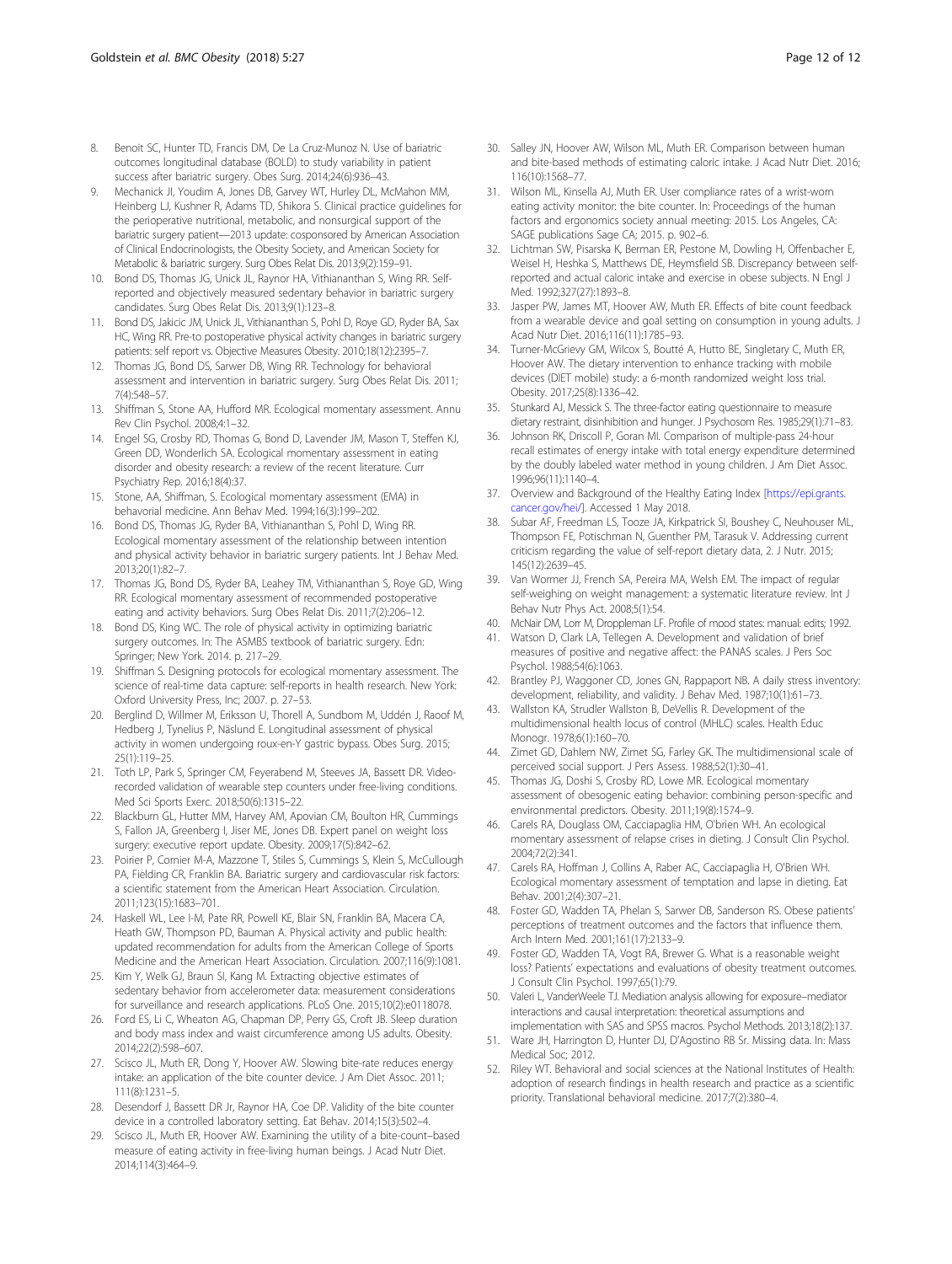8. Benoit SC, Hunter TD, Francis DM, De La Cruz-Munoz N. Use of bariatric outcomes longitudinal database (BOLD) to study variability in patient success after bariatric surgery. Obes Surg. 2014;24(6):936–43.
9. Mechanick JI, Youdim A, Jones DB, Garvey WT, Hurley DL, McMahon MM, Heinberg LJ, Kushner R, Adams TD, Shikora S. Clinical practice guidelines for the perioperative nutritional, metabolic, and nonsurgical support of the bariatric surgery patient—2013 update: cosponsored by American Association of Clinical Endocrinologists, the Obesity Society, and American Society for Metabolic & bariatric surgery. Surg Obes Relat Dis. 2013;9(2):159–91.
10. Bond DS, Thomas JG, Unick JL, Raynor HA, Vithiananthan S, Wing RR. Self-reported and objectively measured sedentary behavior in bariatric surgery candidates. Surg Obes Relat Dis. 2013;9(1):123–8.
11. Bond DS, Jakicic JM, Unick JL, Vithiananthan S, Pohl D, Roye GD, Ryder BA, Sax HC, Wing RR. Pre-to postoperative physical activity changes in bariatric surgery patients: self report vs. Objective Measures Obesity. 2010;18(12):2395–7.
12. Thomas JG, Bond DS, Sarwer DB, Wing RR. Technology for behavioral assessment and intervention in bariatric surgery. Surg Obes Relat Dis. 2011; 7(4):548–57.
13. Shiffman S, Stone AA, Hufford MR. Ecological momentary assessment. Annu Rev Clin Psychol. 2008;4:1–32.
14. Engel SG, Crosby RD, Thomas G, Bond D, Lavender JM, Mason T, Steffen KJ, Green DD, Wonderlich SA. Ecological momentary assessment in eating disorder and obesity research: a review of the recent literature. Curr Psychiatry Rep. 2016;18(4):37.
15. Stone, AA, Shiffman, S. Ecological momentary assessment (EMA) in behavorial medicine. Ann Behav Med. 1994;16(3):199–202.
16. Bond DS, Thomas JG, Ryder BA, Vithiananthan S, Pohl D, Wing RR. Ecological momentary assessment of the relationship between intention and physical activity behavior in bariatric surgery patients. Int J Behav Med. 2013;20(1):82–7.
17. Thomas JG, Bond DS, Ryder BA, Leahey TM, Vithiananthan S, Roye GD, Wing RR. Ecological momentary assessment of recommended postoperative eating and activity behaviors. Surg Obes Relat Dis. 2011;7(2):206–12.
18. Bond DS, King WC. The role of physical activity in optimizing bariatric surgery outcomes. In: The ASMBS textbook of bariatric surgery. Edn: Springer; New York. 2014. p. 217–29.
19. Shiffman S. Designing protocols for ecological momentary assessment. The science of real-time data capture: self-reports in health research. New York: Oxford University Press, Inc; 2007. p. 27–53.
20. Berglind D, Willmer M, Eriksson U, Thorell A, Sundbom M, Uddén J, Raoof M, Hedberg J, Tynelius P, Näslund E. Longitudinal assessment of physical activity in women undergoing roux-en-Y gastric bypass. Obes Surg. 2015; 25(1):119–25.
21. Toth LP, Park S, Springer CM, Feyerabend M, Steeves JA, Bassett DR. Video-recorded validation of wearable step counters under free-living conditions. Med Sci Sports Exerc. 2018;50(6):1315–22.
22. Blackburn GL, Hutter MM, Harvey AM, Apovian CM, Boulton HR, Cummings S, Fallon JA, Greenberg I, Jiser ME, Jones DB. Expert panel on weight loss surgery: executive report update. Obesity. 2009;17(5):842–62.
23. Poirier P, Cornier M-A, Mazzone T, Stiles S, Cummings S, Klein S, McCullough PA, Fielding CR, Franklin BA. Bariatric surgery and cardiovascular risk factors: a scientific statement from the American Heart Association. Circulation. 2011;123(15):1683–701.
24. Haskell WL, Lee I-M, Pate RR, Powell KE, Blair SN, Franklin BA, Macera CA, Heath GW, Thompson PD, Bauman A. Physical activity and public health: updated recommendation for adults from the American College of Sports Medicine and the American Heart Association. Circulation. 2007;116(9):1081.
25. Kim Y, Welk GJ, Braun SI, Kang M. Extracting objective estimates of sedentary behavior from accelerometer data: measurement considerations for surveillance and research applications. PLoS One. 2015;10(2):e0118078.
26. Ford ES, Li C, Wheaton AG, Chapman DP, Perry GS, Croft JB. Sleep duration and body mass index and waist circumference among US adults. Obesity. 2014;22(2):598–607.
27. Scisco JL, Muth ER, Dong Y, Hoover AW. Slowing bite-rate reduces energy intake: an application of the bite counter device. J Am Diet Assoc. 2011; 111(8):1231–5.
28. Desendorf J, Bassett DR Jr, Raynor HA, Coe DP. Validity of the bite counter device in a controlled laboratory setting. Eat Behav. 2014;15(3):502–4.
29. Scisco JL, Muth ER, Hoover AW. Examining the utility of a bite-count–based measure of eating activity in free-living human beings. J Acad Nutr Diet. 2014;114(3):464–9.
30. Salley JN, Hoover AW, Wilson ML, Muth ER. Comparison between human and bite-based methods of estimating caloric intake. J Acad Nutr Diet. 2016; 116(10):1568–77.
31. Wilson ML, Kinsella AJ, Muth ER. User compliance rates of a wrist-worn eating activity monitor: the bite counter. In: Proceedings of the human factors and ergonomics society annual meeting: 2015. Los Angeles, CA: SAGE publications Sage CA; 2015. p. 902–6.
32. Lichtman SW, Pisarska K, Berman ER, Pestone M, Dowling H, Offenbacher E, Weisel H, Heshka S, Matthews DE, Heymsfield SB. Discrepancy between self-reported and actual caloric intake and exercise in obese subjects. N Engl J Med. 1992;327(27):1893–8.
33. Jasper PW, James MT, Hoover AW, Muth ER. Effects of bite count feedback from a wearable device and goal setting on consumption in young adults. J Acad Nutr Diet. 2016;116(11):1785–93.
34. Turner-McGrievy GM, Wilcox S, Boutté A, Hutto BE, Singletary C, Muth ER, Hoover AW. The dietary intervention to enhance tracking with mobile devices (DIET mobile) study: a 6-month randomized weight loss trial. Obesity. 2017;25(8):1336–42.
35. Stunkard AJ, Messick S. The three-factor eating questionnaire to measure dietary restraint, disinhibition and hunger. J Psychosom Res. 1985;29(1):71–83.
36. Johnson RK, Driscoll P, Goran MI. Comparison of multiple-pass 24-hour recall estimates of energy intake with total energy expenditure determined by the doubly labeled water method in young children. J Am Diet Assoc. 1996;96(11):1140–4.
37. Overview and Background of the Healthy Eating Index [https://epi.grants.cancer.gov/hei/]. Accessed 1 May 2018.
38. Subar AF, Freedman LS, Tooze JA, Kirkpatrick SI, Boushey C, Neuhouser ML, Thompson FE, Potischman N, Guenther PM, Tarasuk V. Addressing current criticism regarding the value of self-report dietary data, 2. J Nutr. 2015; 145(12):2639–45.
39. Van Wormer JJ, French SA, Pereira MA, Welsh EM. The impact of regular self-weighing on weight management: a systematic literature review. Int J Behav Nutr Phys Act. 2008;5(1):54.
40. McNair DM, Lorr M, Droppleman LF. Profile of mood states: manual: edits; 1992.
41. Watson D, Clark LA, Tellegen A. Development and validation of brief measures of positive and negative affect: the PANAS scales. J Pers Soc Psychol. 1988;54(6):1063.
42. Brantley PJ, Waggoner CD, Jones GN, Rappaport NB. A daily stress inventory: development, reliability, and validity. J Behav Med. 1987;10(1):61–73.
43. Wallston KA, Strudler Wallston B, DeVellis R. Development of the multidimensional health locus of control (MHLC) scales. Health Educ Monogr. 1978;6(1):160–70.
44. Zimet GD, Dahlem NW, Zimet SG, Farley GK. The multidimensional scale of perceived social support. J Pers Assess. 1988;52(1):30–41.
45. Thomas JG, Doshi S, Crosby RD, Lowe MR. Ecological momentary assessment of obesogenic eating behavior: combining person-specific and environmental predictors. Obesity. 2011;19(8):1574–9.
46. Carels RA, Douglass OM, Cacciapaglia HM, O'brien WH. An ecological momentary assessment of relapse crises in dieting. J Consult Clin Psychol. 2004;72(2):341.
47. Carels RA, Hoffman J, Collins A, Raber AC, Cacciapaglia H, O'Brien WH. Ecological momentary assessment of temptation and lapse in dieting. Eat Behav. 2001;2(4):307–21.
48. Foster GD, Wadden TA, Phelan S, Sarwer DB, Sanderson RS. Obese patients' perceptions of treatment outcomes and the factors that influence them. Arch Intern Med. 2001;161(17):2133–9.
49. Foster GD, Wadden TA, Vogt RA, Brewer G. What is a reasonable weight loss? Patients' expectations and evaluations of obesity treatment outcomes. J Consult Clin Psychol. 1997;65(1):79.
50. Valeri L, VanderWeele TJ. Mediation analysis allowing for exposure–mediator interactions and causal interpretation: theoretical assumptions and implementation with SAS and SPSS macros. Psychol Methods. 2013;18(2):137.
51. Ware JH, Harrington D, Hunter DJ, D'Agostino RB Sr. Missing data. In: Mass Medical Soc; 2012.
52. Riley WT. Behavioral and social sciences at the National Institutes of Health: adoption of research findings in health research and practice as a scientific priority. Translational behavioral medicine. 2017;7(2):380–4.